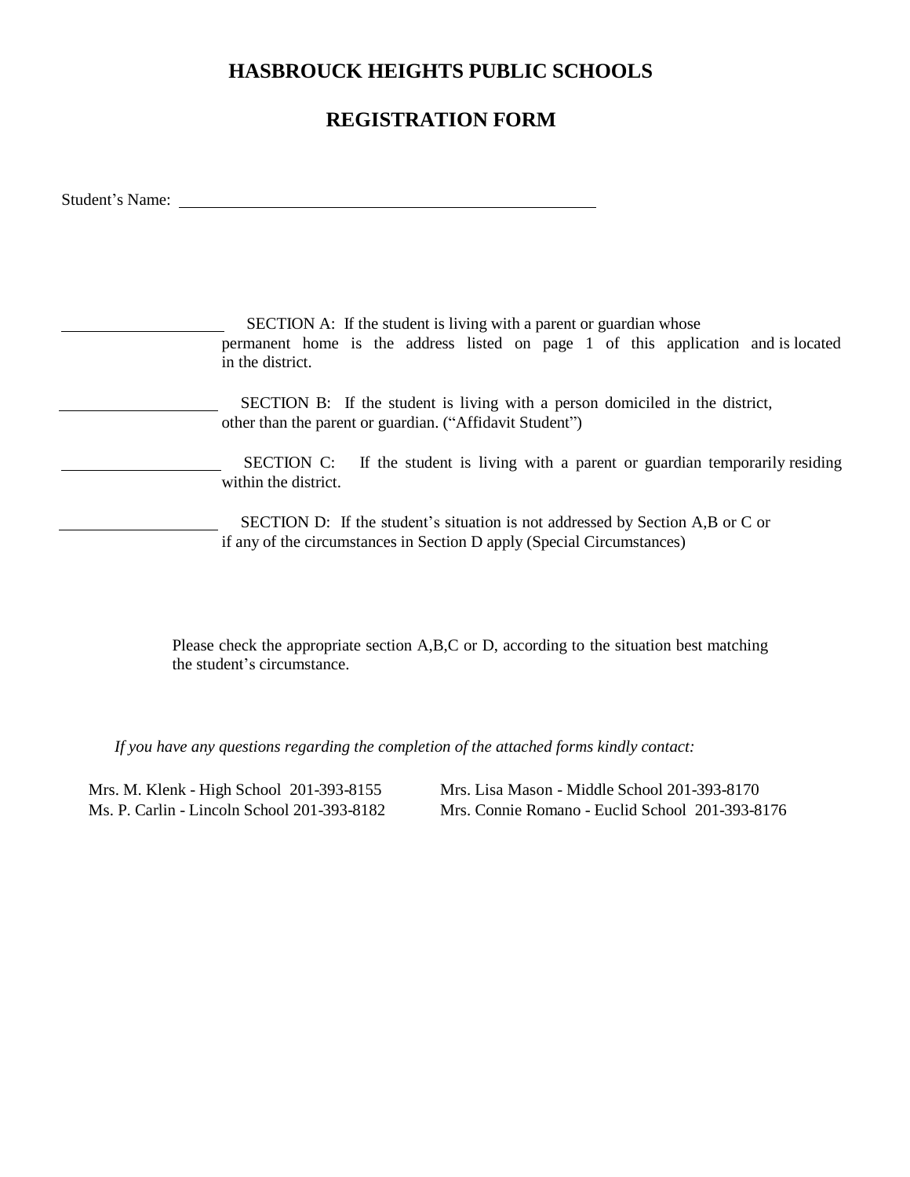# HASBROUCK HEIGHTS PUBLIC SCHOOLS

## REGISTRATION FORM

Student's Name: ______________________________________________

____________________ SECTION A: If the student is living with a parent or guardian whose permanent home is the address listed on page 1 of this application and is located in the district.

____________________ SECTION B: If the student is living with a person domiciled in the district, other than the parent or guardian. ("Affidavit Student")

____________________ SECTION C: If the student is living with a parent or guardian temporarily residing within the district.

____________________ SECTION D: If the student's situation is not addressed by Section A,B or C or if any of the circumstances in Section D apply (Special Circumstances)

Please check the appropriate section A,B,C or D, according to the situation best matching the student's circumstance.

*If you have any questions regarding the completion of the attached forms kindly contact:*

Mrs. M. Klenk - High School 201-393-8155
Mrs. Lisa Mason - Middle School 201-393-8170
Ms. P. Carlin - Lincoln School 201-393-8182
Mrs. Connie Romano - Euclid School 201-393-8176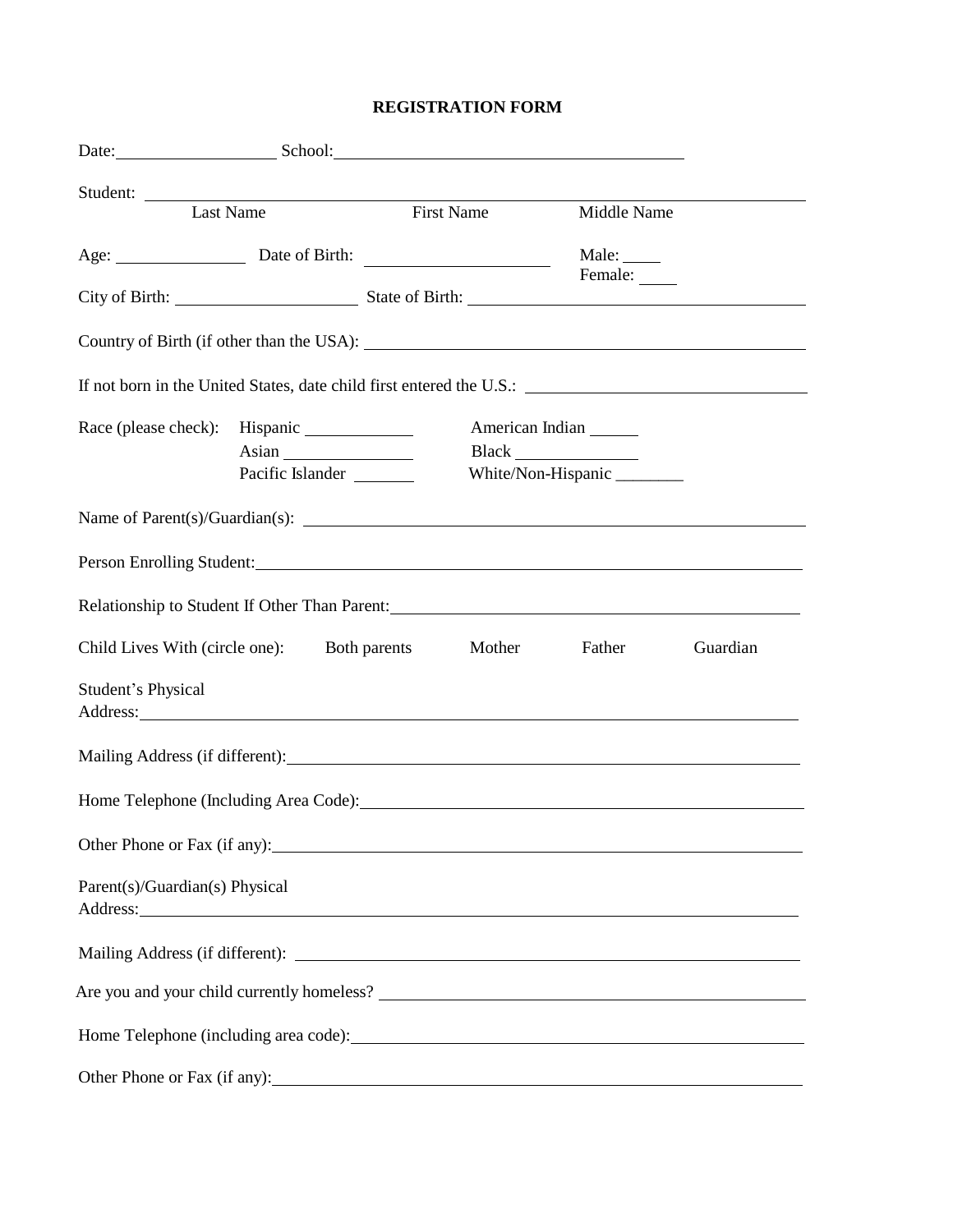# REGISTRATION FORM

Date: ____________________ School: ____________________________________________

Student: ________________________________________________________________________
Last Name First Name Middle Name

Age: ________________ Date of Birth: ______________________ Male: _____
Female: _____

City of Birth: ______________________ State of Birth: ________________________________________

Country of Birth (if other than the USA): ____________________________________________________

If not born in the United States, date child first entered the U.S.: ___________________________________

Race (please check): Hispanic _____________ American Indian ______
Asian ________________ Black _______________
Pacific Islander ________ White/Non-Hispanic ________

Name of Parent(s)/Guardian(s): ____________________________________________________________

Person Enrolling Student: __________________________________________________________________

Relationship to Student If Other Than Parent: ________________________________________________

Child Lives With (circle one): Both parents Mother Father Guardian

Student's Physical
Address: ______________________________________________________________________________

Mailing Address (if different): _____________________________________________________________

Home Telephone (Including Area Code): ______________________________________________________

Other Phone or Fax (if any): _______________________________________________________________

Parent(s)/Guardian(s) Physical
Address: ______________________________________________________________________________

Mailing Address (if different): _____________________________________________________________

Are you and your child currently homeless? ___________________________________________________

Home Telephone (including area code): ______________________________________________________

Other Phone or Fax (if any): _______________________________________________________________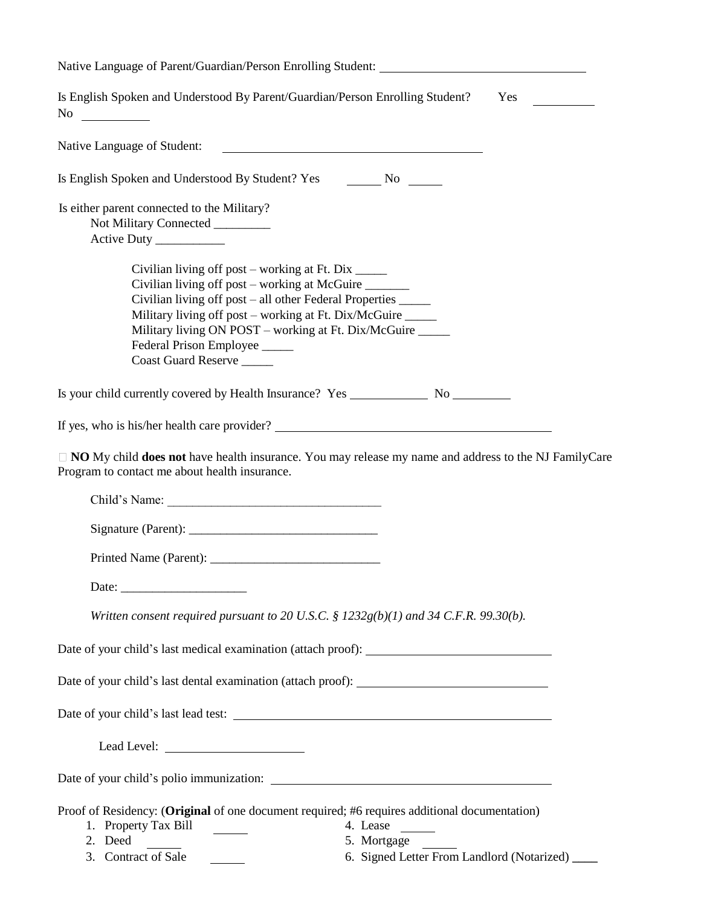Native Language of Parent/Guardian/Person Enrolling Student: ________________________________

Is English Spoken and Understood By Parent/Guardian/Person Enrolling Student? Yes __________ No __________

Native Language of Student: ________________________________________

Is English Spoken and Understood By Student? Yes ______ No ______

Is either parent connected to the Military?

Not Military Connected _________

Active Duty ___________

Civilian living off post – working at Ft. Dix _____

Civilian living off post – working at McGuire _______

Civilian living off post – all other Federal Properties _____

Military living off post – working at Ft. Dix/McGuire _____

Military living ON POST – working at Ft. Dix/McGuire _____

Federal Prison Employee _____

Coast Guard Reserve _____

Is your child currently covered by Health Insurance? Yes ____________ No _________

If yes, who is his/her health care provider? ____________________________________________

☐ **NO** My child **does not** have health insurance. You may release my name and address to the NJ FamilyCare Program to contact me about health insurance.

Child's Name: __________________________________

Signature (Parent): ______________________________

Printed Name (Parent): ___________________________

Date: ____________________

*Written consent required pursuant to 20 U.S.C. § 1232g(b)(1) and 34 C.F.R. 99.30(b).*

Date of your child's last medical examination (attach proof): ______________________________

Date of your child's last dental examination (attach proof): ______________________________

Date of your child's last lead test: ____________________________________________________

Lead Level: ______________________

Date of your child's polio immunization: ____________________________________________

Proof of Residency: (**Original** of one document required; #6 requires additional documentation)

1. Property Tax Bill _____
2. Deed _____
3. Contract of Sale _____
4. Lease _____
5. Mortgage _____
6. Signed Letter From Landlord (Notarized) ____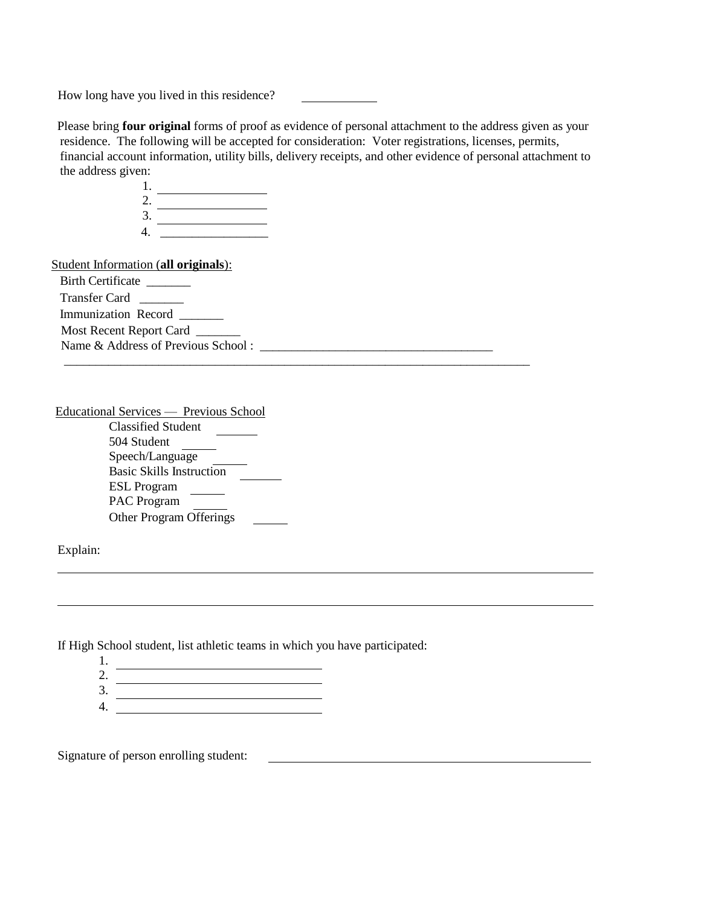How long have you lived in this residence? ____________

Please bring **four original** forms of proof as evidence of personal attachment to the address given as your residence. The following will be accepted for consideration: Voter registrations, licenses, permits, financial account information, utility bills, delivery receipts, and other evidence of personal attachment to the address given:

1. _________________
2. _________________
3. _________________
4. _________________

Student Information (**all originals**):

Birth Certificate _______

Transfer Card _______

Immunization Record _______

Most Recent Report Card _______

Name & Address of Previous School : _____________________________________

_____________________________________________________________________________

Educational Services — Previous School

Classified Student _______

504 Student ______

Speech/Language ______

Basic Skills Instruction _______

ESL Program ______

PAC Program ______

Other Program Offerings ______

Explain:

_____________________________________________________________________________

_____________________________________________________________________________

If High School student, list athletic teams in which you have participated:

1. __________________________________
2. __________________________________
3. __________________________________
4. __________________________________

Signature of person enrolling student: _____________________________________________________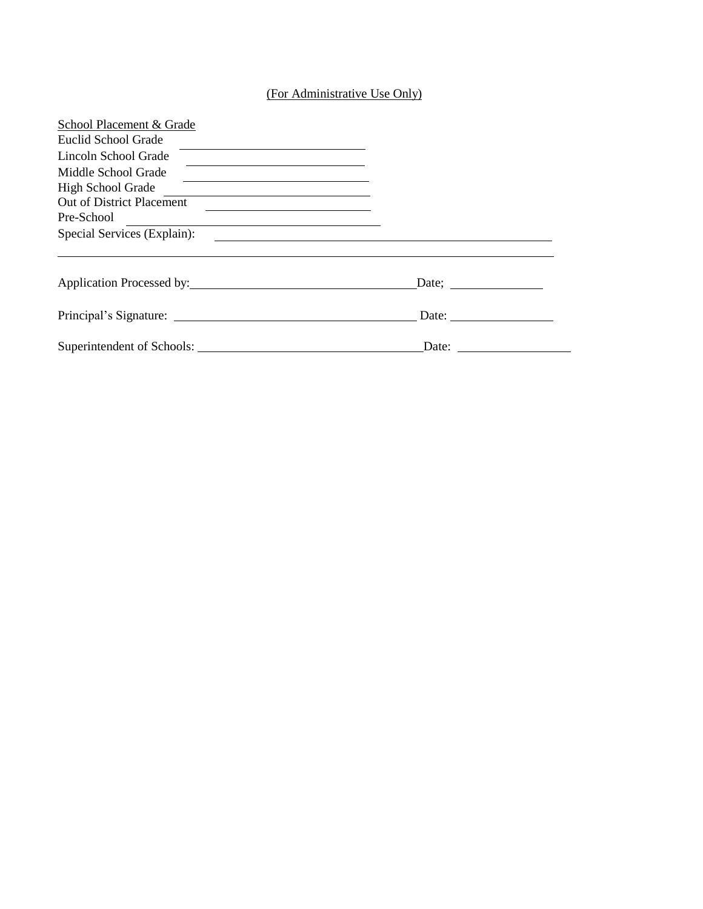(For Administrative Use Only)

School Placement & Grade

Euclid School Grade \_\_\_\_\_\_\_\_\_\_\_\_\_\_\_\_\_\_\_\_\_\_\_\_

Lincoln School Grade \_\_\_\_\_\_\_\_\_\_\_\_\_\_\_\_\_\_\_\_\_\_\_\_

Middle School Grade \_\_\_\_\_\_\_\_\_\_\_\_\_\_\_\_\_\_\_\_\_\_\_\_

High School Grade \_\_\_\_\_\_\_\_\_\_\_\_\_\_\_\_\_\_\_\_\_\_\_\_\_\_

Out of District Placement \_\_\_\_\_\_\_\_\_\_\_\_\_\_\_\_\_\_\_\_\_\_

Pre-School \_\_\_\_\_\_\_\_\_\_\_\_\_\_\_\_\_\_\_\_\_\_\_\_\_\_\_\_\_\_\_\_\_

Special Services (Explain): \_\_\_\_\_\_\_\_\_\_\_\_\_\_\_\_\_\_\_\_\_\_\_\_\_\_\_\_\_\_\_\_\_\_\_\_\_\_\_\_\_\_\_\_

\_\_\_\_\_\_\_\_\_\_\_\_\_\_\_\_\_\_\_\_\_\_\_\_\_\_\_\_\_\_\_\_\_\_\_\_\_\_\_\_\_\_\_\_\_\_\_\_\_\_\_\_\_\_\_\_\_\_\_\_\_\_\_\_\_\_\_

Application Processed by: \_\_\_\_\_\_\_\_\_\_\_\_\_\_\_\_\_\_\_\_\_\_\_\_\_\_\_\_\_\_ Date; \_\_\_\_\_\_\_\_\_\_\_\_

Principal's Signature: \_\_\_\_\_\_\_\_\_\_\_\_\_\_\_\_\_\_\_\_\_\_\_\_\_\_\_\_\_\_\_\_ Date: \_\_\_\_\_\_\_\_\_\_\_\_\_\_

Superintendent of Schools: \_\_\_\_\_\_\_\_\_\_\_\_\_\_\_\_\_\_\_\_\_\_\_\_\_\_\_\_\_\_ Date: \_\_\_\_\_\_\_\_\_\_\_\_\_\_\_